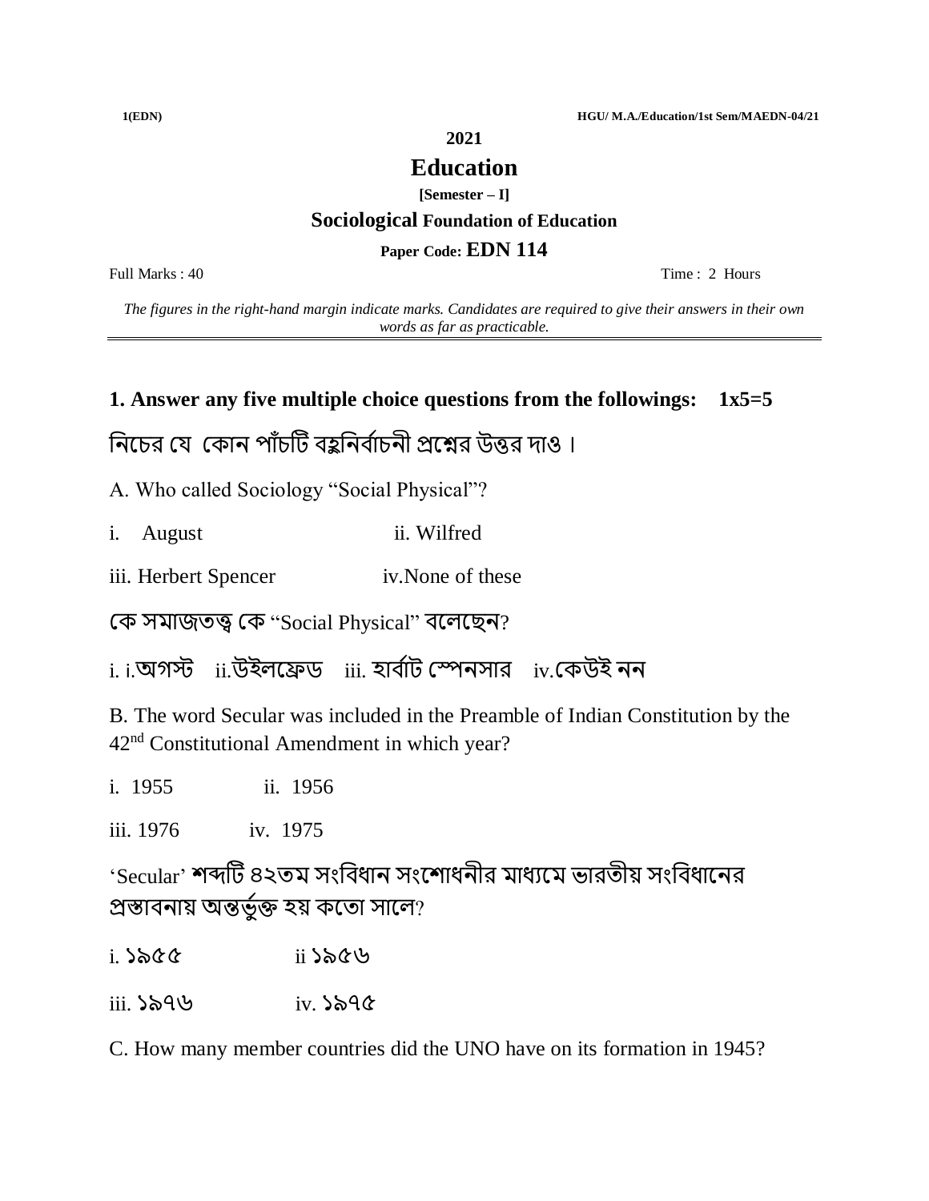**2021**

# Education

**[Semester – I]**

## Sociological Foundation of Education

**Paper Code: EDN 114**

Full Marks : 40 Time : 2 Hours

*The figures in the right-hand margin indicate marks. Candidates are required to give their answers in their own words as far as practicable.*

---

**1. Answer any five multiple choice questions from the followings: 1x5=5**

নিচের যে কোন পাঁচটি বহুনির্বাচনী প্রশ্নের উত্তর দাও।

A. Who called Sociology "Social Physical"?

i. August ii. Wilfred

iii. Herbert Spencer iv. None of these

কে সমাজতত্ত্ব কে "Social Physical" বলেছেন?

i. i.অগস্ট ii.উইলফ্রেড iii. হার্বাট স্পেনসার iv.কেউই নন

B. The word Secular was included in the Preamble of Indian Constitution by the 42nd Constitutional Amendment in which year?

i. 1955 ii. 1956

iii. 1976 iv. 1975

'Secular' শব্দটি ৪২তম সংবিধান সংশোধনীর মাধ্যমে ভারতীয় সংবিধানের প্রস্তাবনায় অন্তর্ভুক্ত হয় কতো সালে?

i. ১৯৫৫ ii ১৯৫৬

iii. ১৯৭৬ iv. ১৯৭৫

C. How many member countries did the UNO have on its formation in 1945?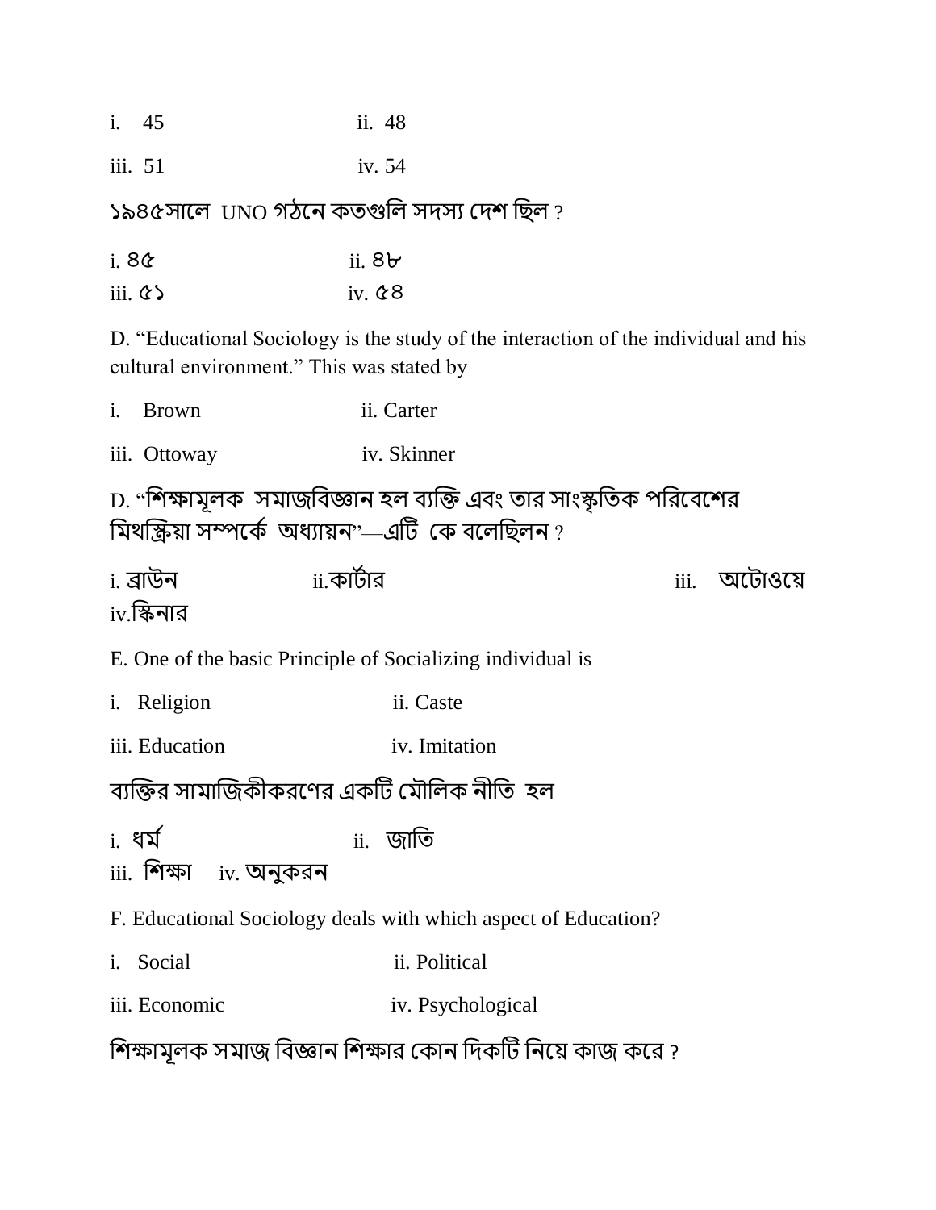i. 45 ii. 48

iii. 51 iv. 54

১৯৪৫সালে UNO গঠনে কতগুলি সদস্য দেশ ছিল ?

i. ৪৫ ii. ৪৮

iii. ৫১ iv. ৫৪

D. “Educational Sociology is the study of the interaction of the individual and his cultural environment.” This was stated by

i. Brown ii. Carter

iii. Ottoway iv. Skinner

D. “শিক্ষামূলক সমাজবিজ্ঞান হল ব্যক্তি এবং তার সাংস্কৃতিক পরিবেশের মিথস্ক্রিয়া সম্পর্কে অধ্যায়ন”—এটি কে বলেছিলেন ?

i. ব্রাউন ii.কার্টার iii. অটোওয়ে iv.স্কিনার

E. One of the basic Principle of Socializing individual is

i. Religion ii. Caste

iii. Education iv. Imitation

ব্যক্তির সামাজিকীকরণের একটি মৌলিক নীতি হল

i. ধর্ম ii. জাতি

iii. শিক্ষা iv. অনুকরন

F. Educational Sociology deals with which aspect of Education?

i. Social ii. Political

iii. Economic iv. Psychological

শিক্ষামূলক সমাজ বিজ্ঞান শিক্ষার কোন দিকটি নিয়ে কাজ করে ?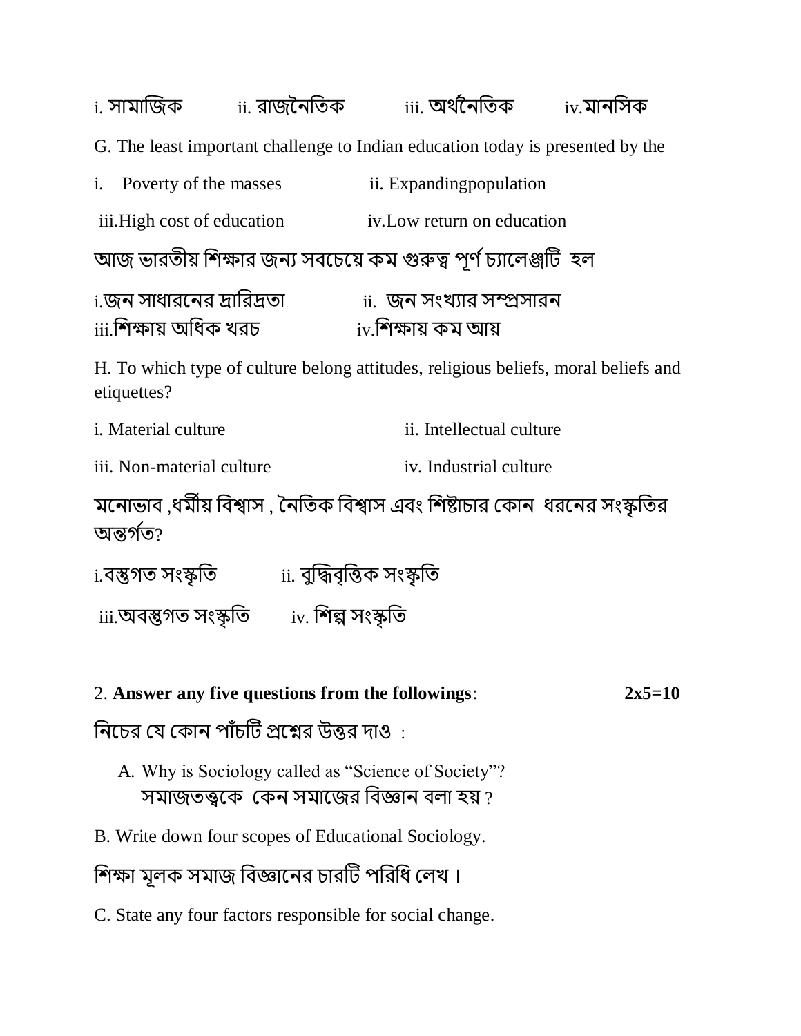i. সামাজিক ii. রাজনৈতিক iii. অর্থনৈতিক iv.মানসিক

G. The least important challenge to Indian education today is presented by the

i. Poverty of the masses ii. Expandingpopulation

iii.High cost of education iv.Low return on education

আজ ভারতীয় শিক্ষার জন্য সবচেয়ে কম গুরুত্ব পূর্ণ চ্যালেঞ্জটি হল

i.জন সাধারনের দ্রারিদ্রতা ii. জন সংখ্যার সম্প্রসারন
iii.শিক্ষায় অধিক খরচ iv.শিক্ষায় কম আয়

H. To which type of culture belong attitudes, religious beliefs, moral beliefs and etiquettes?

i. Material culture ii. Intellectual culture

iii. Non-material culture iv. Industrial culture

মনোভাব ,ধর্মীয় বিশ্বাস , নৈতিক বিশ্বাস এবং শিষ্টাচার কোন ধরনের সংস্কৃতির অন্তর্গত?

i.বস্তুগত সংস্কৃতি ii. বুদ্ধিবৃত্তিক সংস্কৃতি

iii.অবস্তুগত সংস্কৃতি iv. শিল্প সংস্কৃতি

2. **Answer any five questions from the followings**: **2x5=10**

নিচের যে কোন পাঁচটি প্রশ্নের উত্তর দাও :

A. Why is Sociology called as "Science of Society"?
সমাজতত্ত্বকে কেন সমাজের বিজ্ঞান বলা হয় ?

B. Write down four scopes of Educational Sociology.

শিক্ষা মূলক সমাজ বিজ্ঞানের চারটি পরিধি লেখ।

C. State any four factors responsible for social change.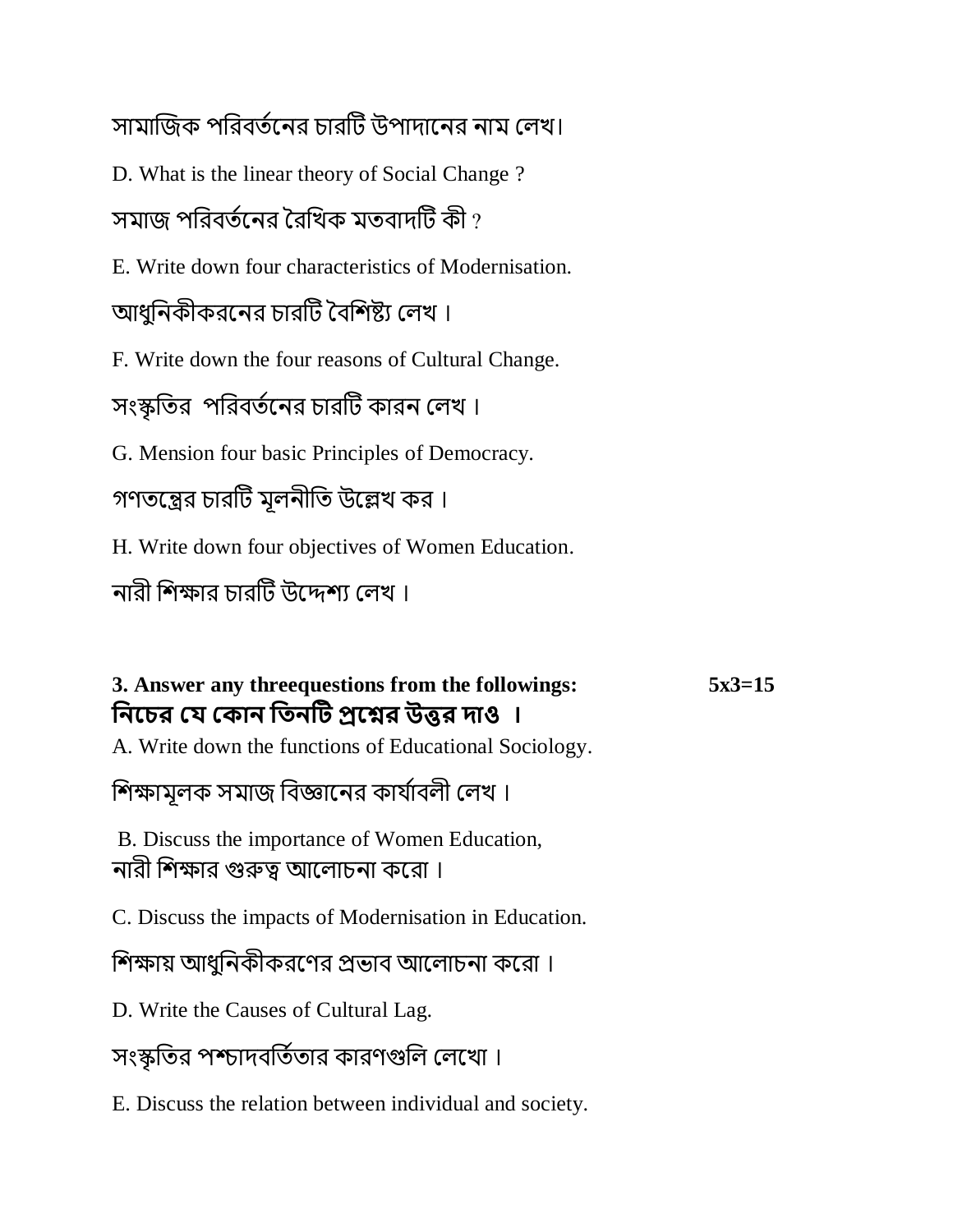সামাজিক পরিবর্তনের চারটি উপাদানের নাম লেখ।

D. What is the linear theory of Social Change ?

সমাজ পরিবর্তনের রৈখিক মতবাদটি কী ?

E. Write down four characteristics of Modernisation.

আধুনিকীকরনের চারটি বৈশিষ্ট্য লেখ ।

F. Write down the four reasons of Cultural Change.

সংস্কৃতির  পরিবর্তনের চারটি কারন লেখ ।

G. Mension four basic Principles of Democracy.

গণতন্ত্রের চারটি মূলনীতি উল্লেখ কর ।

H. Write down four objectives of Women Education.

নারী শিক্ষার চারটি উদ্দেশ্য লেখ ।

**3. Answer any threequestions from the followings: 5x3=15**
**নিচের যে কোন তিনটি প্রশ্নের উত্তর দাও ।**

A. Write down the functions of Educational Sociology.

শিক্ষামূলক সমাজ বিজ্ঞানের কার্যাবলী লেখ ।

B. Discuss the importance of Women Education,
নারী শিক্ষার গুরুত্ব আলোচনা করো ।

C. Discuss the impacts of Modernisation in Education.

শিক্ষায় আধুনিকীকরণের প্রভাব আলোচনা করো ।

D. Write the Causes of Cultural Lag.

সংস্কৃতির পশ্চাদবর্তিতার কারণগুলি লেখো ।

E. Discuss the relation between individual and society.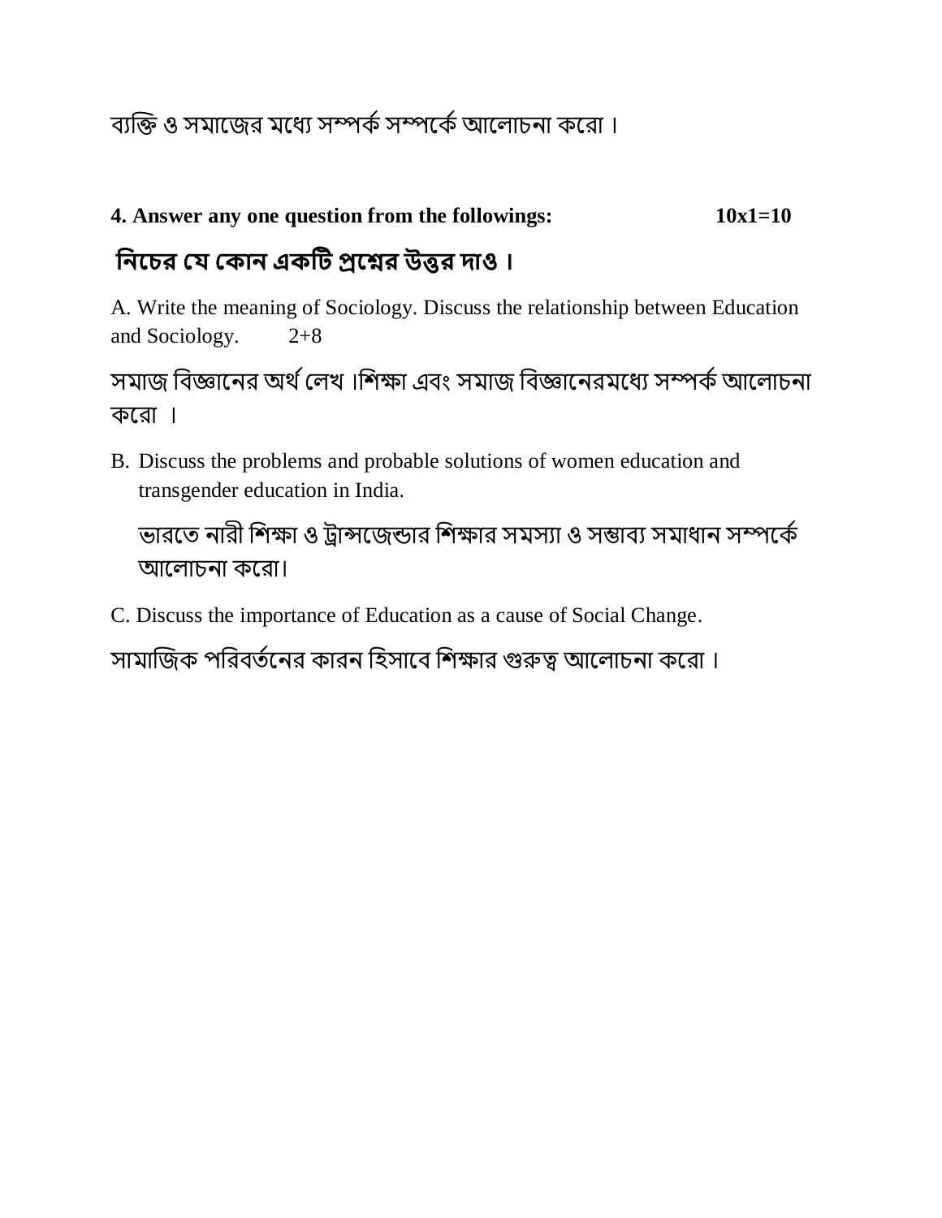ব্যক্তি ও সমাজের মধ্যে সম্পর্ক সম্পর্কে আলোচনা করো ।

**4. Answer any one question from the followings: 10x1=10**

**নিচের যে কোন একটি প্রশ্নের উত্তর দাও ।**

A. Write the meaning of Sociology. Discuss the relationship between Education and Sociology. 2+8

সমাজ বিজ্ঞানের অর্থ লেখ ।শিক্ষা এবং সমাজ বিজ্ঞানেরমধ্যে সম্পর্ক আলোচনা করো ।

B. Discuss the problems and probable solutions of women education and transgender education in India.

ভারতে নারী শিক্ষা ও ট্রান্সজেন্ডার শিক্ষার সমস্যা ও সম্ভাব্য সমাধান সম্পর্কে আলোচনা করো।

C. Discuss the importance of Education as a cause of Social Change.

সামাজিক পরিবর্তনের কারন হিসাবে শিক্ষার গুরুত্ব আলোচনা করো ।